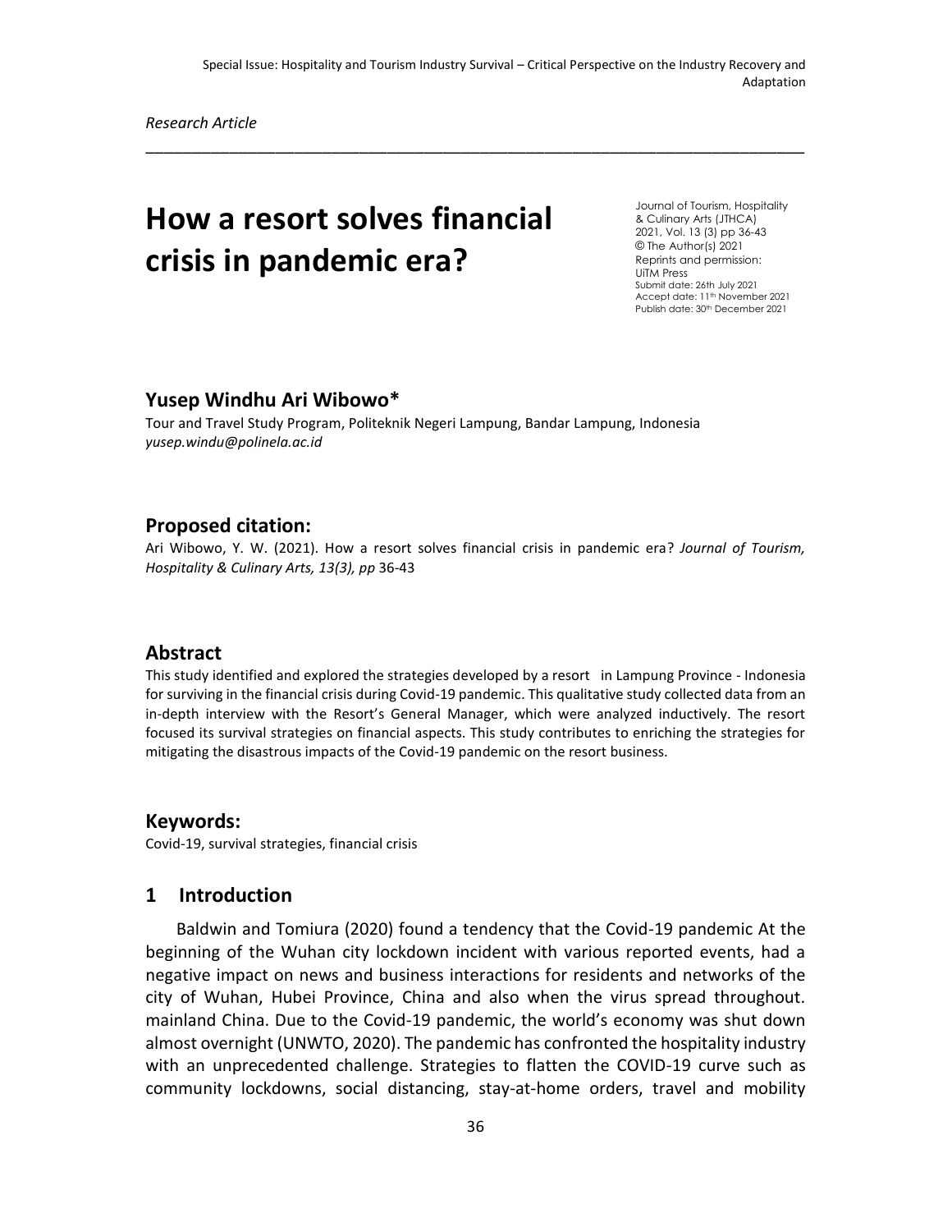Special Issue: Hospitality and Tourism Industry Survival – Critical Perspective on the Industry Recovery and Adaptation

*Research Article*

# How a resort solves financial crisis in pandemic era?

Journal of Tourism, Hospitality & Culinary Arts (JTHCA)
2021, Vol. 13 (3) pp 36-43
© The Author(s) 2021
Reprints and permission: UiTM Press
Submit date: 26th July 2021
Accept date: 11th November 2021
Publish date: 30th December 2021

## Yusep Windhu Ari Wibowo*

Tour and Travel Study Program, Politeknik Negeri Lampung, Bandar Lampung, Indonesia
*yusep.windu@polinela.ac.id*

## Proposed citation:

Ari Wibowo, Y. W. (2021). How a resort solves financial crisis in pandemic era? *Journal of Tourism, Hospitality & Culinary Arts, 13(3), pp* 36-43

## Abstract

This study identified and explored the strategies developed by a resort in Lampung Province - Indonesia for surviving in the financial crisis during Covid-19 pandemic. This qualitative study collected data from an in-depth interview with the Resort's General Manager, which were analyzed inductively. The resort focused its survival strategies on financial aspects. This study contributes to enriching the strategies for mitigating the disastrous impacts of the Covid-19 pandemic on the resort business.

## Keywords:

Covid-19, survival strategies, financial crisis

## 1 Introduction

Baldwin and Tomiura (2020) found a tendency that the Covid-19 pandemic At the beginning of the Wuhan city lockdown incident with various reported events, had a negative impact on news and business interactions for residents and networks of the city of Wuhan, Hubei Province, China and also when the virus spread throughout. mainland China. Due to the Covid-19 pandemic, the world's economy was shut down almost overnight (UNWTO, 2020). The pandemic has confronted the hospitality industry with an unprecedented challenge. Strategies to flatten the COVID-19 curve such as community lockdowns, social distancing, stay-at-home orders, travel and mobility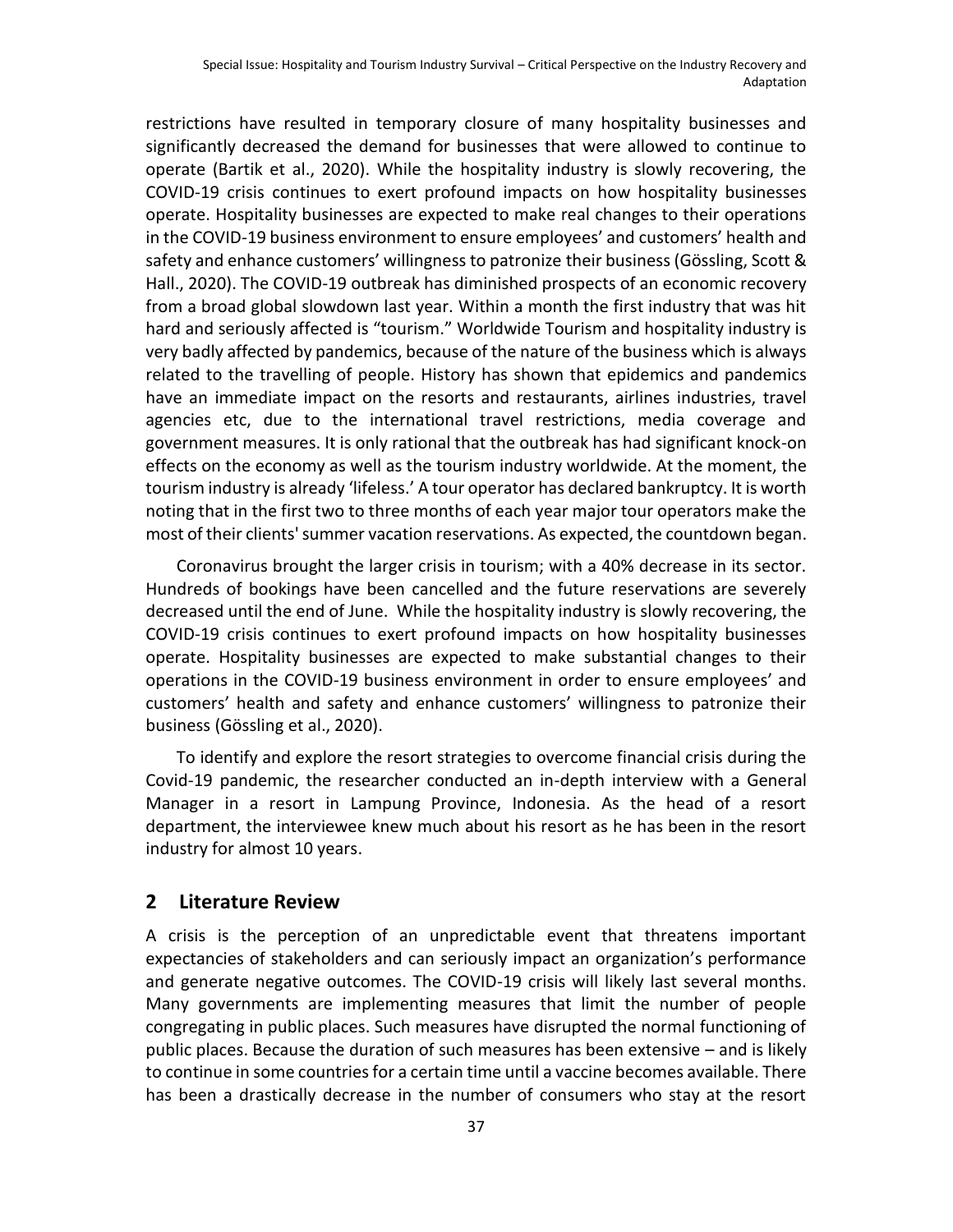restrictions have resulted in temporary closure of many hospitality businesses and significantly decreased the demand for businesses that were allowed to continue to operate (Bartik et al., 2020). While the hospitality industry is slowly recovering, the COVID-19 crisis continues to exert profound impacts on how hospitality businesses operate. Hospitality businesses are expected to make real changes to their operations in the COVID-19 business environment to ensure employees' and customers' health and safety and enhance customers' willingness to patronize their business (Gössling, Scott & Hall., 2020). The COVID-19 outbreak has diminished prospects of an economic recovery from a broad global slowdown last year. Within a month the first industry that was hit hard and seriously affected is "tourism." Worldwide Tourism and hospitality industry is very badly affected by pandemics, because of the nature of the business which is always related to the travelling of people. History has shown that epidemics and pandemics have an immediate impact on the resorts and restaurants, airlines industries, travel agencies etc, due to the international travel restrictions, media coverage and government measures. It is only rational that the outbreak has had significant knock-on effects on the economy as well as the tourism industry worldwide. At the moment, the tourism industry is already 'lifeless.' A tour operator has declared bankruptcy. It is worth noting that in the first two to three months of each year major tour operators make the most of their clients' summer vacation reservations. As expected, the countdown began.

Coronavirus brought the larger crisis in tourism; with a 40% decrease in its sector. Hundreds of bookings have been cancelled and the future reservations are severely decreased until the end of June. While the hospitality industry is slowly recovering, the COVID-19 crisis continues to exert profound impacts on how hospitality businesses operate. Hospitality businesses are expected to make substantial changes to their operations in the COVID-19 business environment in order to ensure employees' and customers' health and safety and enhance customers' willingness to patronize their business (Gössling et al., 2020).

To identify and explore the resort strategies to overcome financial crisis during the Covid-19 pandemic, the researcher conducted an in-depth interview with a General Manager in a resort in Lampung Province, Indonesia. As the head of a resort department, the interviewee knew much about his resort as he has been in the resort industry for almost 10 years.

## 2 Literature Review

A crisis is the perception of an unpredictable event that threatens important expectancies of stakeholders and can seriously impact an organization's performance and generate negative outcomes. The COVID-19 crisis will likely last several months. Many governments are implementing measures that limit the number of people congregating in public places. Such measures have disrupted the normal functioning of public places. Because the duration of such measures has been extensive – and is likely to continue in some countries for a certain time until a vaccine becomes available. There has been a drastically decrease in the number of consumers who stay at the resort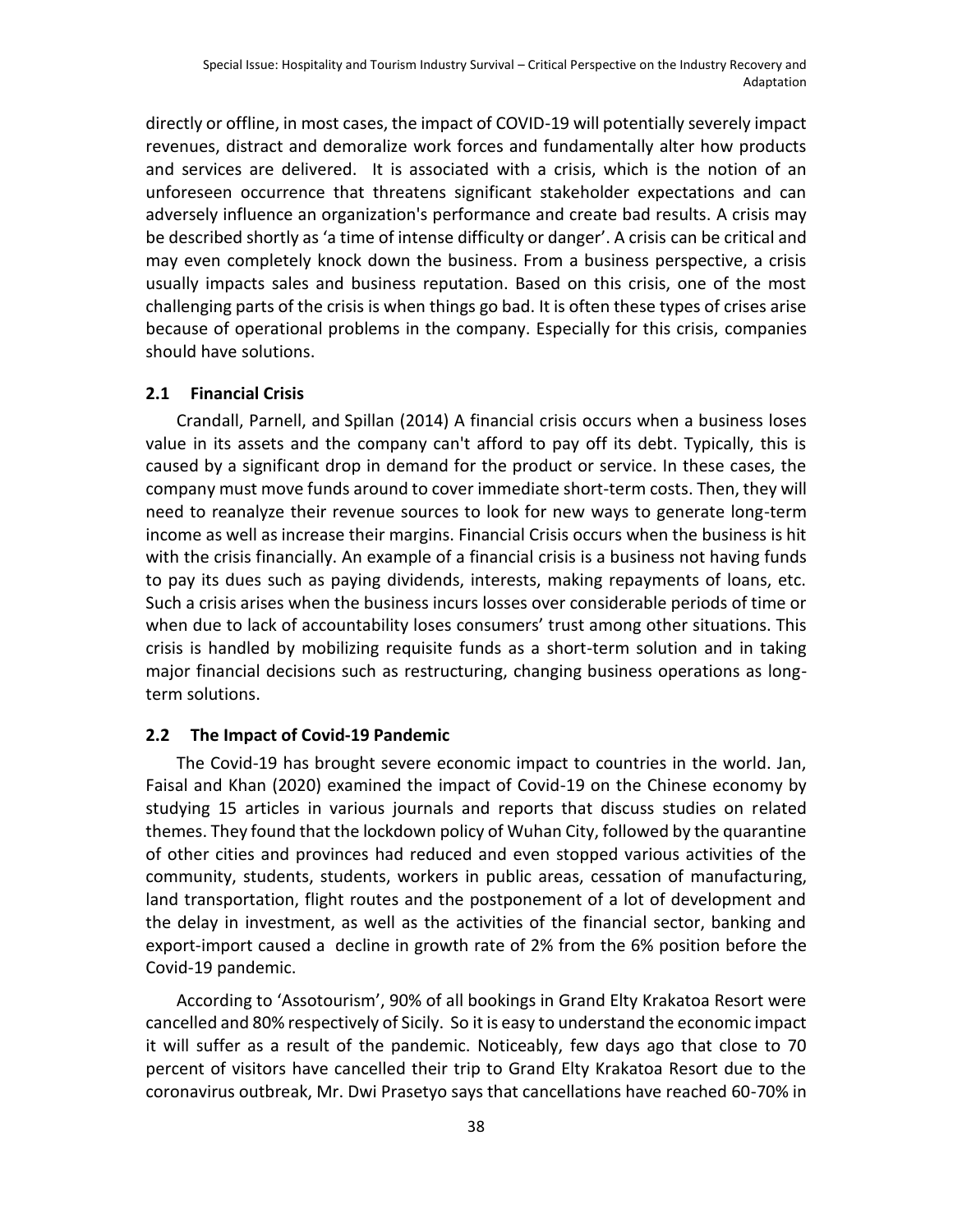directly or offline, in most cases, the impact of COVID-19 will potentially severely impact revenues, distract and demoralize work forces and fundamentally alter how products and services are delivered. It is associated with a crisis, which is the notion of an unforeseen occurrence that threatens significant stakeholder expectations and can adversely influence an organization's performance and create bad results. A crisis may be described shortly as 'a time of intense difficulty or danger'. A crisis can be critical and may even completely knock down the business. From a business perspective, a crisis usually impacts sales and business reputation. Based on this crisis, one of the most challenging parts of the crisis is when things go bad. It is often these types of crises arise because of operational problems in the company. Especially for this crisis, companies should have solutions.

## 2.1 Financial Crisis

Crandall, Parnell, and Spillan (2014) A financial crisis occurs when a business loses value in its assets and the company can't afford to pay off its debt. Typically, this is caused by a significant drop in demand for the product or service. In these cases, the company must move funds around to cover immediate short-term costs. Then, they will need to reanalyze their revenue sources to look for new ways to generate long-term income as well as increase their margins. Financial Crisis occurs when the business is hit with the crisis financially. An example of a financial crisis is a business not having funds to pay its dues such as paying dividends, interests, making repayments of loans, etc. Such a crisis arises when the business incurs losses over considerable periods of time or when due to lack of accountability loses consumers' trust among other situations. This crisis is handled by mobilizing requisite funds as a short-term solution and in taking major financial decisions such as restructuring, changing business operations as long-term solutions.

## 2.2 The Impact of Covid-19 Pandemic

The Covid-19 has brought severe economic impact to countries in the world. Jan, Faisal and Khan (2020) examined the impact of Covid-19 on the Chinese economy by studying 15 articles in various journals and reports that discuss studies on related themes. They found that the lockdown policy of Wuhan City, followed by the quarantine of other cities and provinces had reduced and even stopped various activities of the community, students, students, workers in public areas, cessation of manufacturing, land transportation, flight routes and the postponement of a lot of development and the delay in investment, as well as the activities of the financial sector, banking and export-import caused a decline in growth rate of 2% from the 6% position before the Covid-19 pandemic.

According to 'Assotourism', 90% of all bookings in Grand Elty Krakatoa Resort were cancelled and 80% respectively of Sicily. So it is easy to understand the economic impact it will suffer as a result of the pandemic. Noticeably, few days ago that close to 70 percent of visitors have cancelled their trip to Grand Elty Krakatoa Resort due to the coronavirus outbreak, Mr. Dwi Prasetyo says that cancellations have reached 60-70% in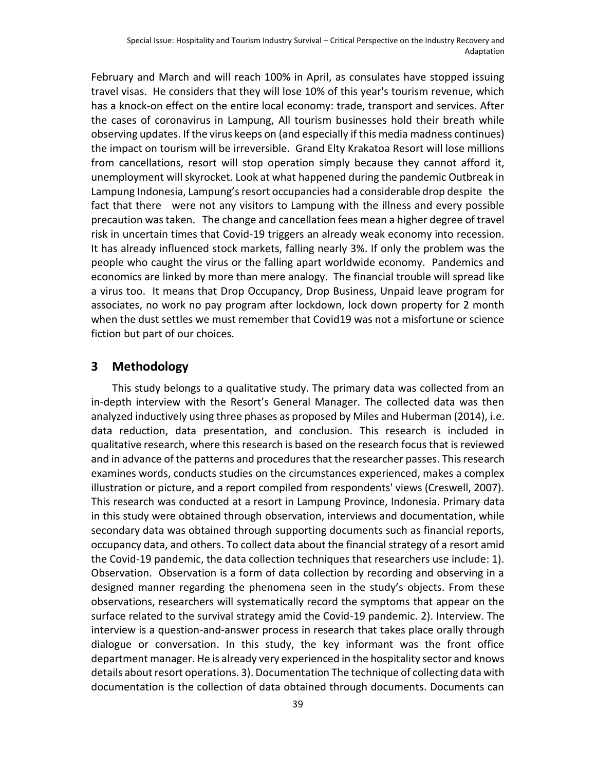February and March and will reach 100% in April, as consulates have stopped issuing travel visas. He considers that they will lose 10% of this year's tourism revenue, which has a knock-on effect on the entire local economy: trade, transport and services. After the cases of coronavirus in Lampung, All tourism businesses hold their breath while observing updates. If the virus keeps on (and especially if this media madness continues) the impact on tourism will be irreversible. Grand Elty Krakatoa Resort will lose millions from cancellations, resort will stop operation simply because they cannot afford it, unemployment will skyrocket. Look at what happened during the pandemic Outbreak in Lampung Indonesia, Lampung's resort occupancies had a considerable drop despite the fact that there were not any visitors to Lampung with the illness and every possible precaution was taken. The change and cancellation fees mean a higher degree of travel risk in uncertain times that Covid-19 triggers an already weak economy into recession. It has already influenced stock markets, falling nearly 3%. If only the problem was the people who caught the virus or the falling apart worldwide economy. Pandemics and economics are linked by more than mere analogy. The financial trouble will spread like a virus too. It means that Drop Occupancy, Drop Business, Unpaid leave program for associates, no work no pay program after lockdown, lock down property for 2 month when the dust settles we must remember that Covid19 was not a misfortune or science fiction but part of our choices.

## 3 Methodology

This study belongs to a qualitative study. The primary data was collected from an in-depth interview with the Resort's General Manager. The collected data was then analyzed inductively using three phases as proposed by Miles and Huberman (2014), i.e. data reduction, data presentation, and conclusion. This research is included in qualitative research, where this research is based on the research focus that is reviewed and in advance of the patterns and procedures that the researcher passes. This research examines words, conducts studies on the circumstances experienced, makes a complex illustration or picture, and a report compiled from respondents' views (Creswell, 2007). This research was conducted at a resort in Lampung Province, Indonesia. Primary data in this study were obtained through observation, interviews and documentation, while secondary data was obtained through supporting documents such as financial reports, occupancy data, and others. To collect data about the financial strategy of a resort amid the Covid-19 pandemic, the data collection techniques that researchers use include: 1). Observation. Observation is a form of data collection by recording and observing in a designed manner regarding the phenomena seen in the study's objects. From these observations, researchers will systematically record the symptoms that appear on the surface related to the survival strategy amid the Covid-19 pandemic. 2). Interview. The interview is a question-and-answer process in research that takes place orally through dialogue or conversation. In this study, the key informant was the front office department manager. He is already very experienced in the hospitality sector and knows details about resort operations. 3). Documentation The technique of collecting data with documentation is the collection of data obtained through documents. Documents can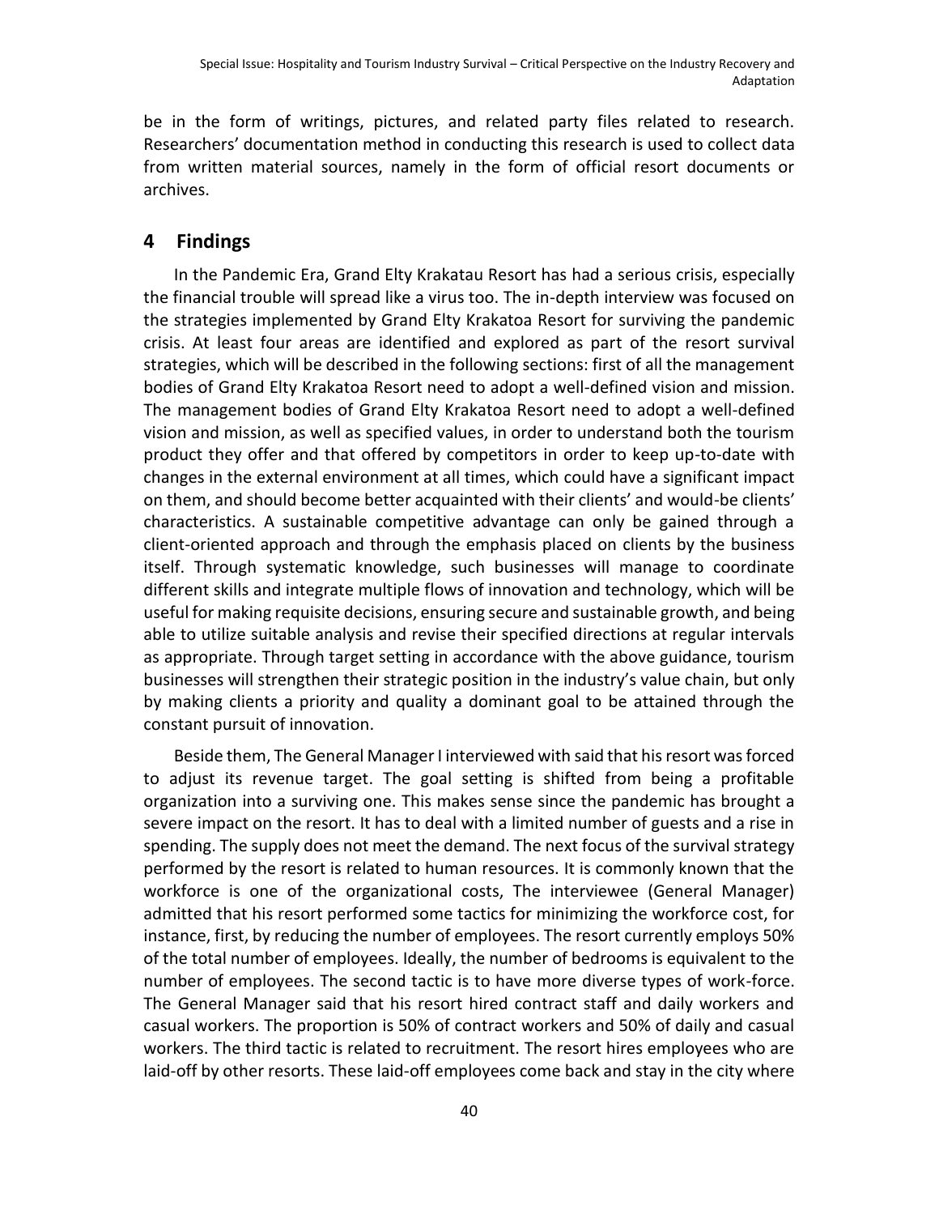be in the form of writings, pictures, and related party files related to research. Researchers' documentation method in conducting this research is used to collect data from written material sources, namely in the form of official resort documents or archives.

## 4 Findings

In the Pandemic Era, Grand Elty Krakatau Resort has had a serious crisis, especially the financial trouble will spread like a virus too. The in-depth interview was focused on the strategies implemented by Grand Elty Krakatoa Resort for surviving the pandemic crisis. At least four areas are identified and explored as part of the resort survival strategies, which will be described in the following sections: first of all the management bodies of Grand Elty Krakatoa Resort need to adopt a well-defined vision and mission. The management bodies of Grand Elty Krakatoa Resort need to adopt a well-defined vision and mission, as well as specified values, in order to understand both the tourism product they offer and that offered by competitors in order to keep up-to-date with changes in the external environment at all times, which could have a significant impact on them, and should become better acquainted with their clients' and would-be clients' characteristics. A sustainable competitive advantage can only be gained through a client-oriented approach and through the emphasis placed on clients by the business itself. Through systematic knowledge, such businesses will manage to coordinate different skills and integrate multiple flows of innovation and technology, which will be useful for making requisite decisions, ensuring secure and sustainable growth, and being able to utilize suitable analysis and revise their specified directions at regular intervals as appropriate. Through target setting in accordance with the above guidance, tourism businesses will strengthen their strategic position in the industry's value chain, but only by making clients a priority and quality a dominant goal to be attained through the constant pursuit of innovation.

Beside them, The General Manager I interviewed with said that his resort was forced to adjust its revenue target. The goal setting is shifted from being a profitable organization into a surviving one. This makes sense since the pandemic has brought a severe impact on the resort. It has to deal with a limited number of guests and a rise in spending. The supply does not meet the demand. The next focus of the survival strategy performed by the resort is related to human resources. It is commonly known that the workforce is one of the organizational costs, The interviewee (General Manager) admitted that his resort performed some tactics for minimizing the workforce cost, for instance, first, by reducing the number of employees. The resort currently employs 50% of the total number of employees. Ideally, the number of bedrooms is equivalent to the number of employees. The second tactic is to have more diverse types of work-force. The General Manager said that his resort hired contract staff and daily workers and casual workers. The proportion is 50% of contract workers and 50% of daily and casual workers. The third tactic is related to recruitment. The resort hires employees who are laid-off by other resorts. These laid-off employees come back and stay in the city where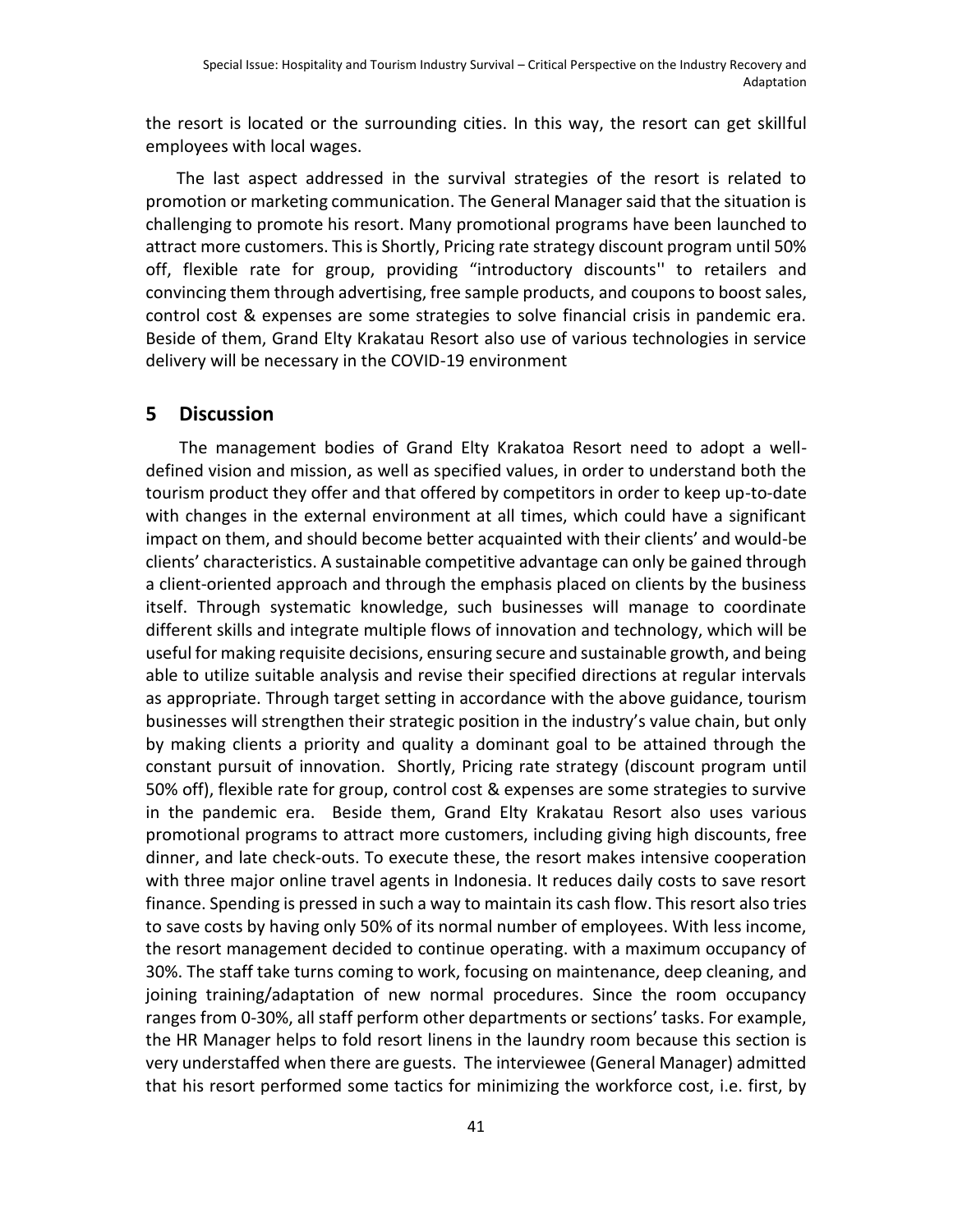the resort is located or the surrounding cities. In this way, the resort can get skillful employees with local wages.

The last aspect addressed in the survival strategies of the resort is related to promotion or marketing communication. The General Manager said that the situation is challenging to promote his resort. Many promotional programs have been launched to attract more customers. This is Shortly, Pricing rate strategy discount program until 50% off, flexible rate for group, providing "introductory discounts'' to retailers and convincing them through advertising, free sample products, and coupons to boost sales, control cost & expenses are some strategies to solve financial crisis in pandemic era. Beside of them, Grand Elty Krakatau Resort also use of various technologies in service delivery will be necessary in the COVID-19 environment

## 5 Discussion

The management bodies of Grand Elty Krakatoa Resort need to adopt a well-defined vision and mission, as well as specified values, in order to understand both the tourism product they offer and that offered by competitors in order to keep up-to-date with changes in the external environment at all times, which could have a significant impact on them, and should become better acquainted with their clients' and would-be clients' characteristics. A sustainable competitive advantage can only be gained through a client-oriented approach and through the emphasis placed on clients by the business itself. Through systematic knowledge, such businesses will manage to coordinate different skills and integrate multiple flows of innovation and technology, which will be useful for making requisite decisions, ensuring secure and sustainable growth, and being able to utilize suitable analysis and revise their specified directions at regular intervals as appropriate. Through target setting in accordance with the above guidance, tourism businesses will strengthen their strategic position in the industry's value chain, but only by making clients a priority and quality a dominant goal to be attained through the constant pursuit of innovation. Shortly, Pricing rate strategy (discount program until 50% off), flexible rate for group, control cost & expenses are some strategies to survive in the pandemic era. Beside them, Grand Elty Krakatau Resort also uses various promotional programs to attract more customers, including giving high discounts, free dinner, and late check-outs. To execute these, the resort makes intensive cooperation with three major online travel agents in Indonesia. It reduces daily costs to save resort finance. Spending is pressed in such a way to maintain its cash flow. This resort also tries to save costs by having only 50% of its normal number of employees. With less income, the resort management decided to continue operating. with a maximum occupancy of 30%. The staff take turns coming to work, focusing on maintenance, deep cleaning, and joining training/adaptation of new normal procedures. Since the room occupancy ranges from 0-30%, all staff perform other departments or sections' tasks. For example, the HR Manager helps to fold resort linens in the laundry room because this section is very understaffed when there are guests. The interviewee (General Manager) admitted that his resort performed some tactics for minimizing the workforce cost, i.e. first, by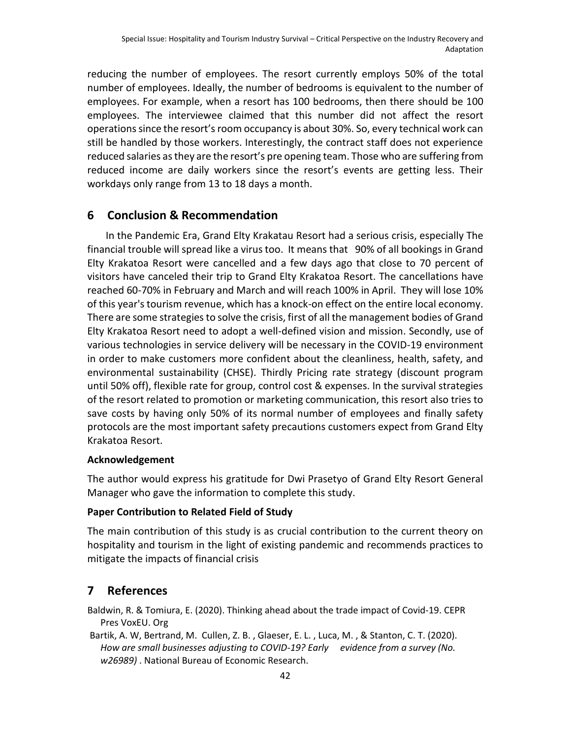reducing the number of employees. The resort currently employs 50% of the total number of employees. Ideally, the number of bedrooms is equivalent to the number of employees. For example, when a resort has 100 bedrooms, then there should be 100 employees. The interviewee claimed that this number did not affect the resort operations since the resort's room occupancy is about 30%. So, every technical work can still be handled by those workers. Interestingly, the contract staff does not experience reduced salaries as they are the resort's pre opening team. Those who are suffering from reduced income are daily workers since the resort's events are getting less. Their workdays only range from 13 to 18 days a month.

## 6 Conclusion & Recommendation

In the Pandemic Era, Grand Elty Krakatau Resort had a serious crisis, especially The financial trouble will spread like a virus too. It means that 90% of all bookings in Grand Elty Krakatoa Resort were cancelled and a few days ago that close to 70 percent of visitors have canceled their trip to Grand Elty Krakatoa Resort. The cancellations have reached 60-70% in February and March and will reach 100% in April. They will lose 10% of this year's tourism revenue, which has a knock-on effect on the entire local economy. There are some strategies to solve the crisis, first of all the management bodies of Grand Elty Krakatoa Resort need to adopt a well-defined vision and mission. Secondly, use of various technologies in service delivery will be necessary in the COVID-19 environment in order to make customers more confident about the cleanliness, health, safety, and environmental sustainability (CHSE). Thirdly Pricing rate strategy (discount program until 50% off), flexible rate for group, control cost & expenses. In the survival strategies of the resort related to promotion or marketing communication, this resort also tries to save costs by having only 50% of its normal number of employees and finally safety protocols are the most important safety precautions customers expect from Grand Elty Krakatoa Resort.

**Acknowledgement**

The author would express his gratitude for Dwi Prasetyo of Grand Elty Resort General Manager who gave the information to complete this study.

**Paper Contribution to Related Field of Study**

The main contribution of this study is as crucial contribution to the current theory on hospitality and tourism in the light of existing pandemic and recommends practices to mitigate the impacts of financial crisis

## 7 References

Baldwin, R. & Tomiura, E. (2020). Thinking ahead about the trade impact of Covid-19. CEPR Pres VoxEU. Org

Bartik, A. W, Bertrand, M. Cullen, Z. B. , Glaeser, E. L. , Luca, M. , & Stanton, C. T. (2020). *How are small businesses adjusting to COVID-19? Early evidence from a survey (No. w26989)* . National Bureau of Economic Research.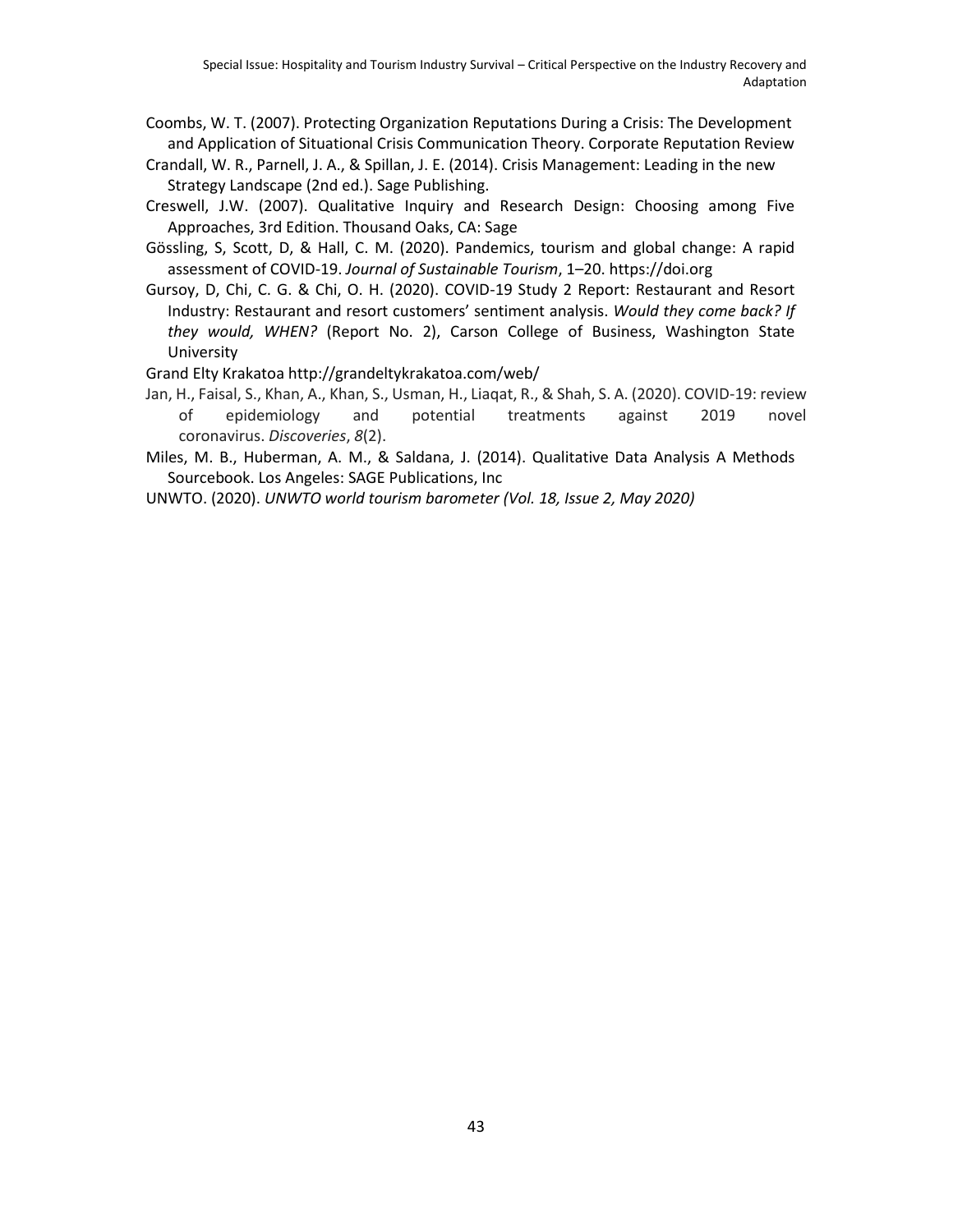Coombs, W. T. (2007). Protecting Organization Reputations During a Crisis: The Development and Application of Situational Crisis Communication Theory. Corporate Reputation Review

Crandall, W. R., Parnell, J. A., & Spillan, J. E. (2014). Crisis Management: Leading in the new Strategy Landscape (2nd ed.). Sage Publishing.

Creswell, J.W. (2007). Qualitative Inquiry and Research Design: Choosing among Five Approaches, 3rd Edition. Thousand Oaks, CA: Sage

Gössling, S, Scott, D, & Hall, C. M. (2020). Pandemics, tourism and global change: A rapid assessment of COVID-19. *Journal of Sustainable Tourism*, 1–20. https://doi.org

Gursoy, D, Chi, C. G. & Chi, O. H. (2020). COVID-19 Study 2 Report: Restaurant and Resort Industry: Restaurant and resort customers' sentiment analysis. *Would they come back? If they would, WHEN?* (Report No. 2), Carson College of Business, Washington State University

Grand Elty Krakatoa http://grandeltykrakatoa.com/web/

Jan, H., Faisal, S., Khan, A., Khan, S., Usman, H., Liaqat, R., & Shah, S. A. (2020). COVID-19: review of epidemiology and potential treatments against 2019 novel coronavirus. *Discoveries*, *8*(2).

Miles, M. B., Huberman, A. M., & Saldana, J. (2014). Qualitative Data Analysis A Methods Sourcebook. Los Angeles: SAGE Publications, Inc

UNWTO. (2020). *UNWTO world tourism barometer (Vol. 18, Issue 2, May 2020)*